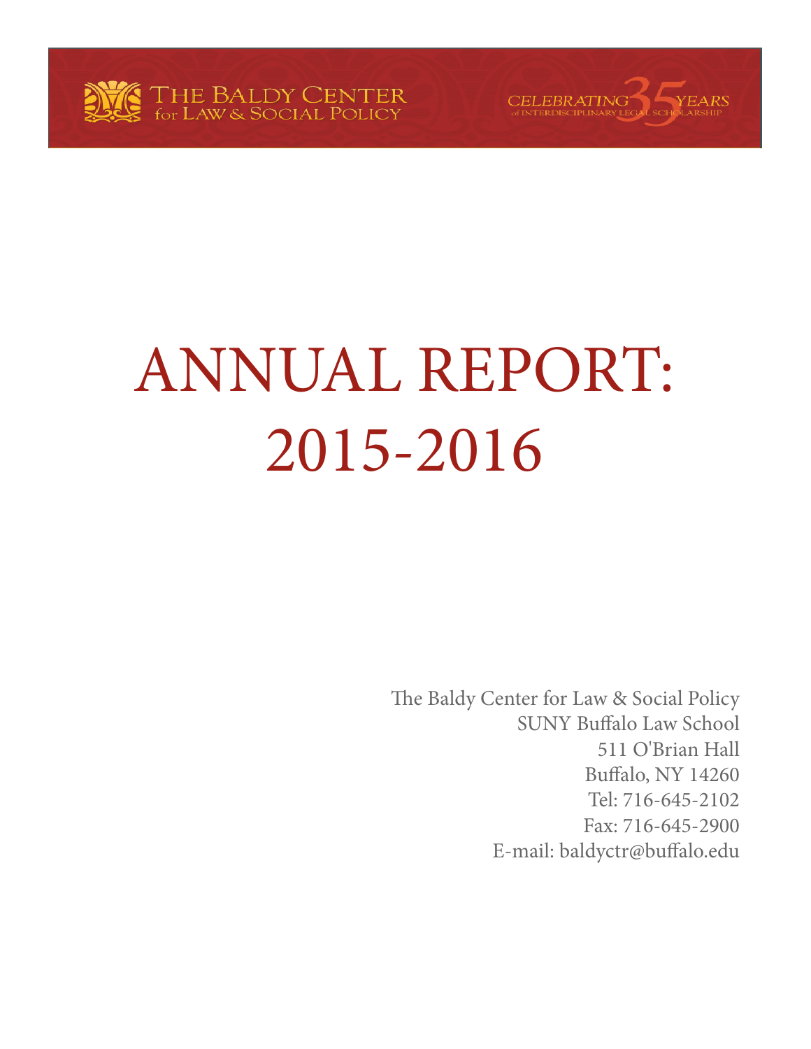THE BALDY CENTER for LAW & SOCIAL POLICY

CELEBRATING 35 YEARS of INTERDISCIPLINARY LEGAL SCHOLARSHIP

# ANNUAL REPORT: 2015-2016

The Baldy Center for Law & Social Policy
SUNY Buffalo Law School
511 O'Brian Hall
Buffalo, NY 14260
Tel: 716-645-2102
Fax: 716-645-2900
E-mail: baldyctr@buffalo.edu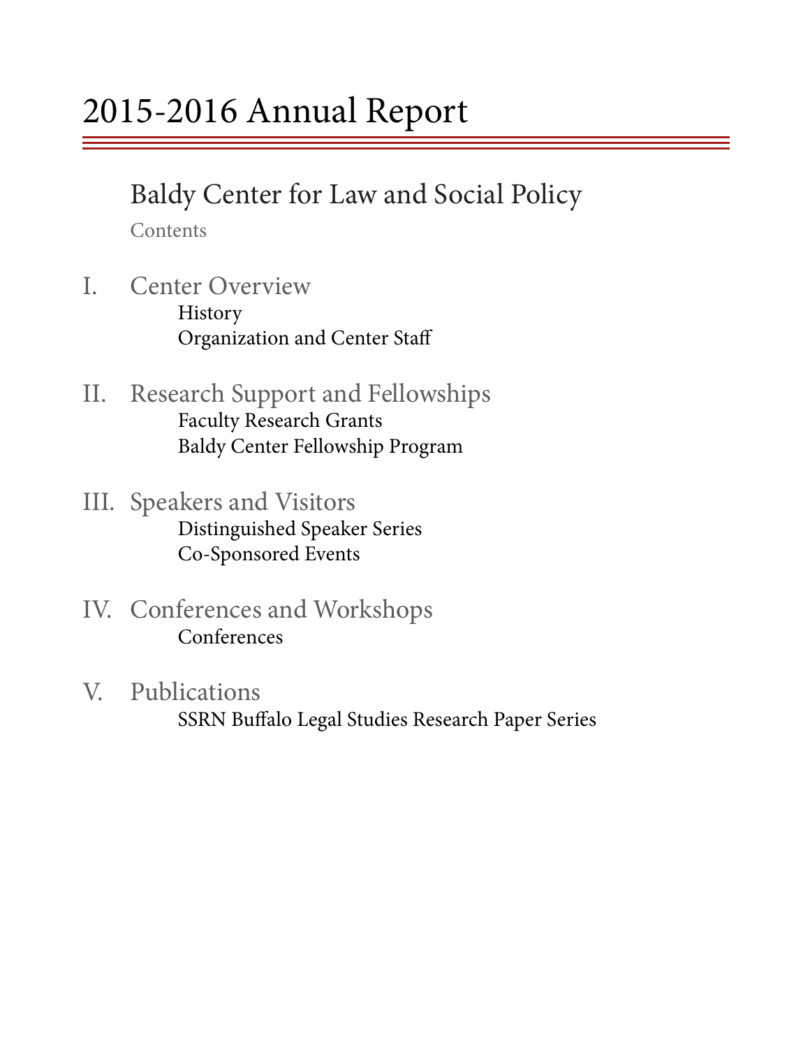# 2015-2016 Annual Report

## Baldy Center for Law and Social Policy

Contents

I. Center Overview
- History
- Organization and Center Staff

II. Research Support and Fellowships
- Faculty Research Grants
- Baldy Center Fellowship Program

III. Speakers and Visitors
- Distinguished Speaker Series
- Co-Sponsored Events

IV. Conferences and Workshops
- Conferences

V. Publications
- SSRN Buffalo Legal Studies Research Paper Series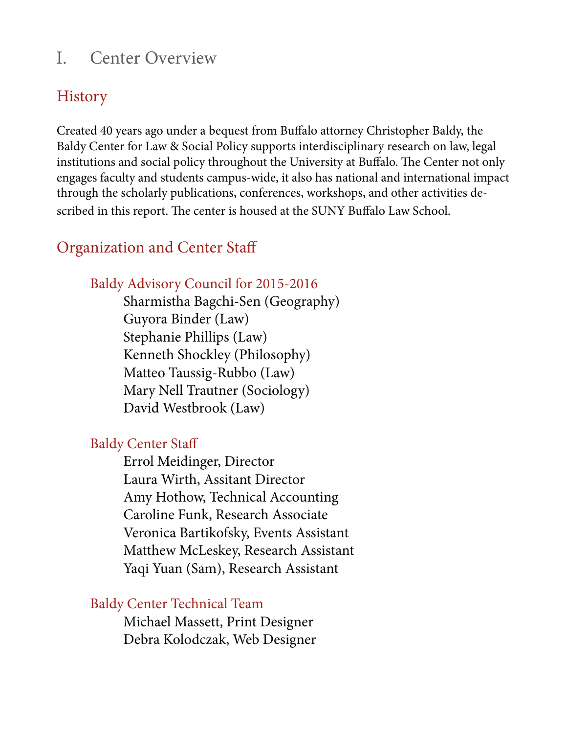# I. Center Overview

## History

Created 40 years ago under a bequest from Buffalo attorney Christopher Baldy, the Baldy Center for Law & Social Policy supports interdisciplinary research on law, legal institutions and social policy throughout the University at Buffalo. The Center not only engages faculty and students campus-wide, it also has national and international impact through the scholarly publications, conferences, workshops, and other activities described in this report. The center is housed at the SUNY Buffalo Law School.

## Organization and Center Staff

### Baldy Advisory Council for 2015-2016

Sharmistha Bagchi-Sen (Geography)
Guyora Binder (Law)
Stephanie Phillips (Law)
Kenneth Shockley (Philosophy)
Matteo Taussig-Rubbo (Law)
Mary Nell Trautner (Sociology)
David Westbrook (Law)

### Baldy Center Staff

Errol Meidinger, Director
Laura Wirth, Assitant Director
Amy Hothow, Technical Accounting
Caroline Funk, Research Associate
Veronica Bartikofsky, Events Assistant
Matthew McLeskey, Research Assistant
Yaqi Yuan (Sam), Research Assistant

### Baldy Center Technical Team

Michael Massett, Print Designer
Debra Kolodczak, Web Designer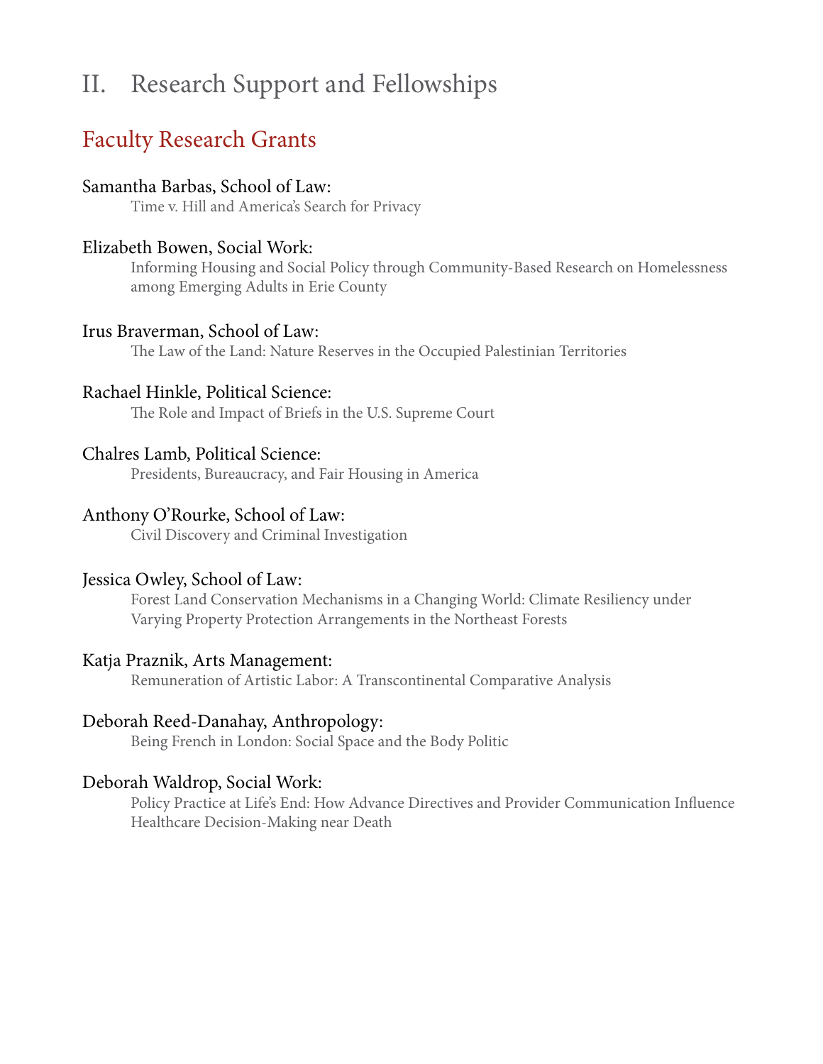# II. Research Support and Fellowships

## Faculty Research Grants

Samantha Barbas, School of Law:
Time v. Hill and America's Search for Privacy

Elizabeth Bowen, Social Work:
Informing Housing and Social Policy through Community-Based Research on Homelessness among Emerging Adults in Erie County

Irus Braverman, School of Law:
The Law of the Land: Nature Reserves in the Occupied Palestinian Territories

Rachael Hinkle, Political Science:
The Role and Impact of Briefs in the U.S. Supreme Court

Chalres Lamb, Political Science:
Presidents, Bureaucracy, and Fair Housing in America

Anthony O'Rourke, School of Law:
Civil Discovery and Criminal Investigation

Jessica Owley, School of Law:
Forest Land Conservation Mechanisms in a Changing World: Climate Resiliency under Varying Property Protection Arrangements in the Northeast Forests

Katja Praznik, Arts Management:
Remuneration of Artistic Labor: A Transcontinental Comparative Analysis

Deborah Reed-Danahay, Anthropology:
Being French in London: Social Space and the Body Politic

Deborah Waldrop, Social Work:
Policy Practice at Life's End: How Advance Directives and Provider Communication Influence Healthcare Decision-Making near Death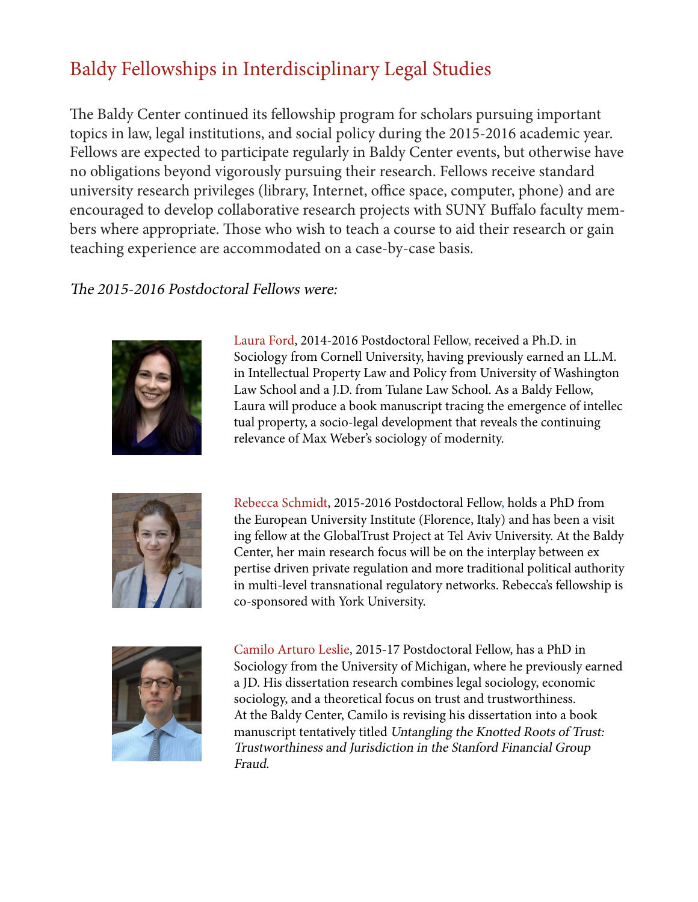## Baldy Fellowships in Interdisciplinary Legal Studies

The Baldy Center continued its fellowship program for scholars pursuing important topics in law, legal institutions, and social policy during the 2015-2016 academic year. Fellows are expected to participate regularly in Baldy Center events, but otherwise have no obligations beyond vigorously pursuing their research. Fellows receive standard university research privileges (library, Internet, office space, computer, phone) and are encouraged to develop collaborative research projects with SUNY Buffalo faculty members where appropriate. Those who wish to teach a course to aid their research or gain teaching experience are accommodated on a case-by-case basis.

*The 2015-2016 Postdoctoral Fellows were:*

Laura Ford, 2014-2016 Postdoctoral Fellow, received a Ph.D. in Sociology from Cornell University, having previously earned an LL.M. in Intellectual Property Law and Policy from University of Washington Law School and a J.D. from Tulane Law School. As a Baldy Fellow, Laura will produce a book manuscript tracing the emergence of intellectual property, a socio-legal development that reveals the continuing relevance of Max Weber's sociology of modernity.

Rebecca Schmidt, 2015-2016 Postdoctoral Fellow, holds a PhD from the European University Institute (Florence, Italy) and has been a visiting fellow at the GlobalTrust Project at Tel Aviv University. At the Baldy Center, her main research focus will be on the interplay between expertise driven private regulation and more traditional political authority in multi-level transnational regulatory networks. Rebecca's fellowship is co-sponsored with York University.

Camilo Arturo Leslie, 2015-17 Postdoctoral Fellow, has a PhD in Sociology from the University of Michigan, where he previously earned a JD. His dissertation research combines legal sociology, economic sociology, and a theoretical focus on trust and trustworthiness. At the Baldy Center, Camilo is revising his dissertation into a book manuscript tentatively titled *Untangling the Knotted Roots of Trust: Trustworthiness and Jurisdiction in the Stanford Financial Group Fraud.*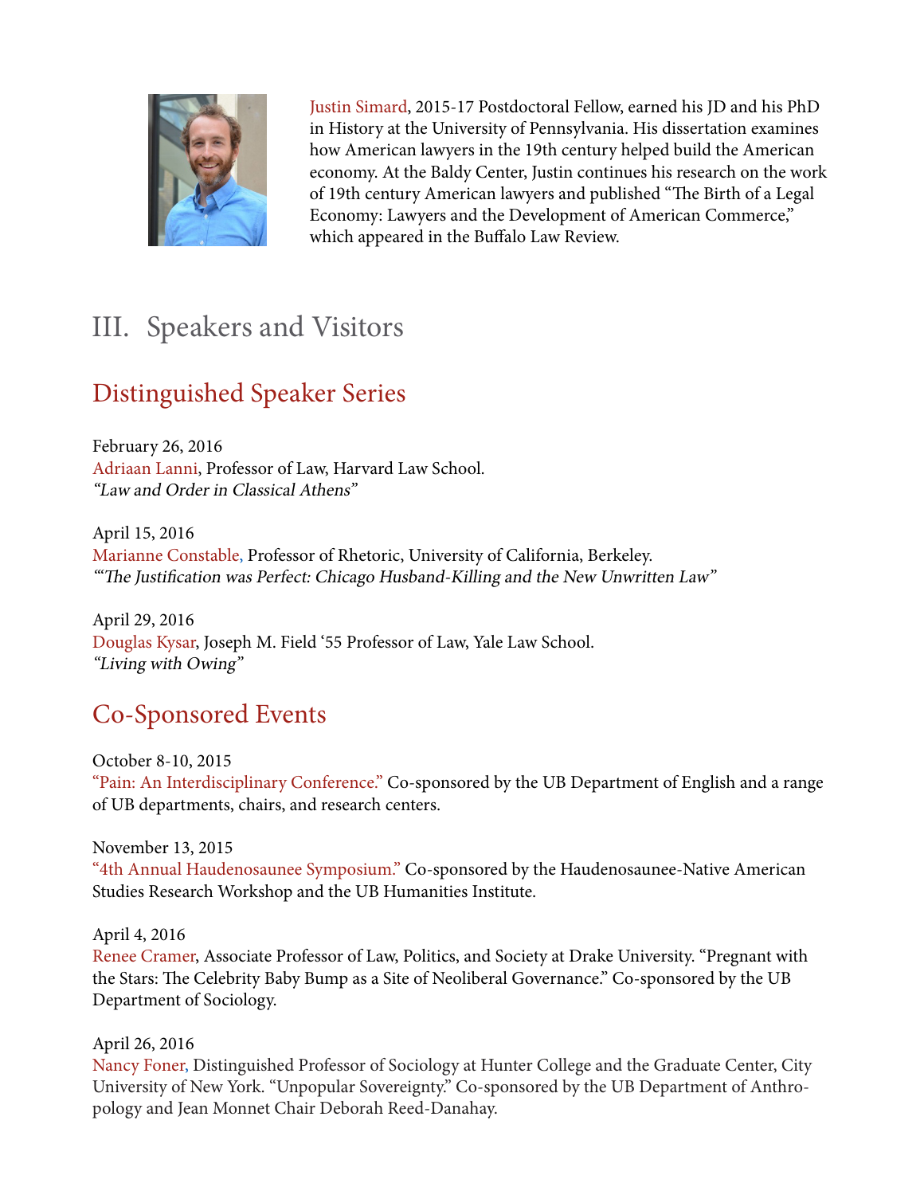Justin Simard, 2015-17 Postdoctoral Fellow, earned his JD and his PhD in History at the University of Pennsylvania. His dissertation examines how American lawyers in the 19th century helped build the American economy. At the Baldy Center, Justin continues his research on the work of 19th century American lawyers and published "The Birth of a Legal Economy: Lawyers and the Development of American Commerce," which appeared in the Buffalo Law Review.

# III. Speakers and Visitors

## Distinguished Speaker Series

February 26, 2016
Adriaan Lanni, Professor of Law, Harvard Law School.
*"Law and Order in Classical Athens"*

April 15, 2016
Marianne Constable, Professor of Rhetoric, University of California, Berkeley.
*"'The Justification was Perfect: Chicago Husband-Killing and the New Unwritten Law"*

April 29, 2016
Douglas Kysar, Joseph M. Field '55 Professor of Law, Yale Law School.
*"Living with Owing"*

## Co-Sponsored Events

October 8-10, 2015
"Pain: An Interdisciplinary Conference." Co-sponsored by the UB Department of English and a range of UB departments, chairs, and research centers.

November 13, 2015
"4th Annual Haudenosaunee Symposium." Co-sponsored by the Haudenosaunee-Native American Studies Research Workshop and the UB Humanities Institute.

April 4, 2016
Renee Cramer, Associate Professor of Law, Politics, and Society at Drake University. "Pregnant with the Stars: The Celebrity Baby Bump as a Site of Neoliberal Governance." Co-sponsored by the UB Department of Sociology.

April 26, 2016
Nancy Foner, Distinguished Professor of Sociology at Hunter College and the Graduate Center, City University of New York. "Unpopular Sovereignty." Co-sponsored by the UB Department of Anthropology and Jean Monnet Chair Deborah Reed-Danahay.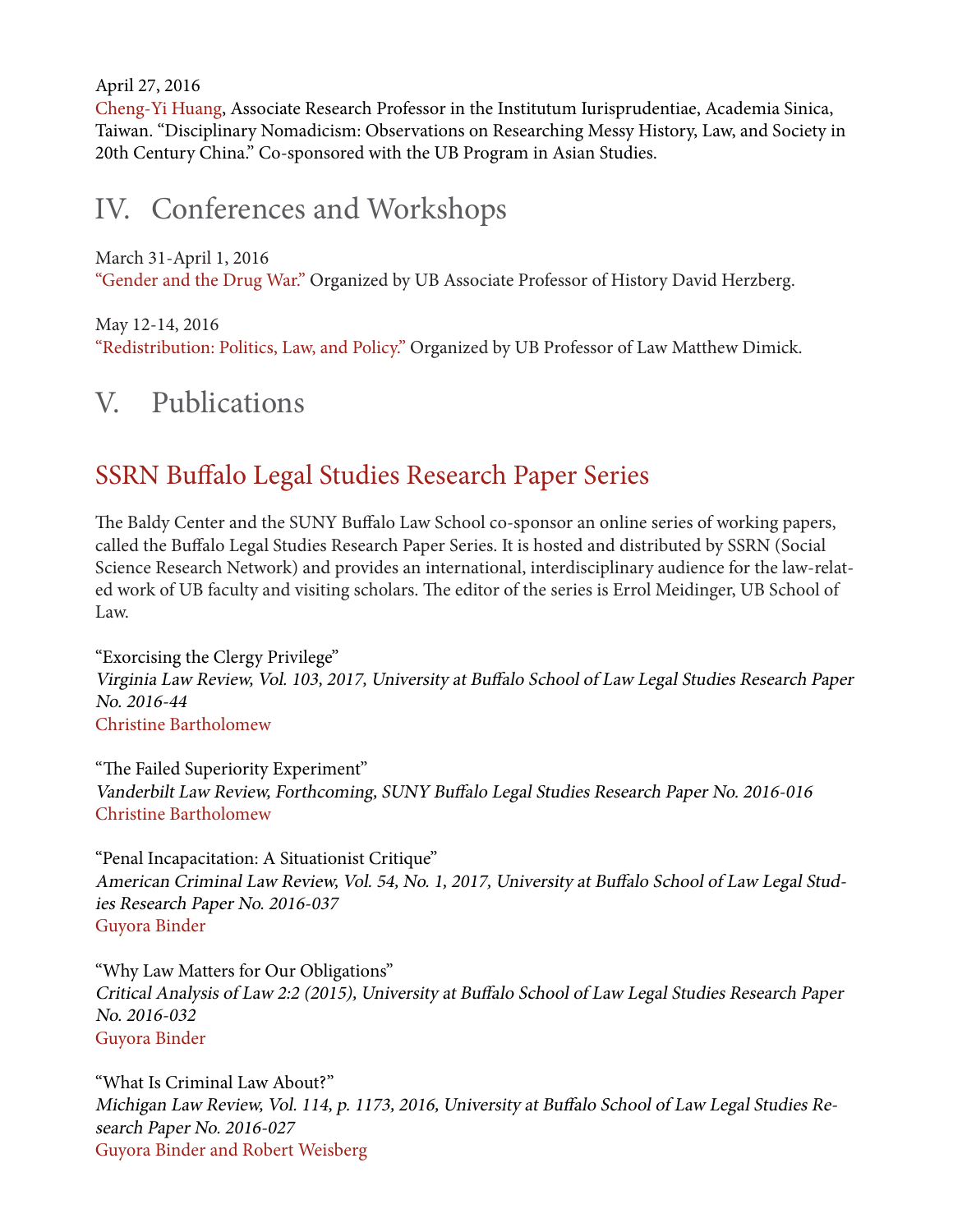April 27, 2016
Cheng-Yi Huang, Associate Research Professor in the Institutum Iurisprudentiae, Academia Sinica, Taiwan. "Disciplinary Nomadicism: Observations on Researching Messy History, Law, and Society in 20th Century China." Co-sponsored with the UB Program in Asian Studies.

# IV. Conferences and Workshops

March 31-April 1, 2016
"Gender and the Drug War." Organized by UB Associate Professor of History David Herzberg.

May 12-14, 2016
"Redistribution: Politics, Law, and Policy." Organized by UB Professor of Law Matthew Dimick.

# V. Publications

## SSRN Buffalo Legal Studies Research Paper Series

The Baldy Center and the SUNY Buffalo Law School co-sponsor an online series of working papers, called the Buffalo Legal Studies Research Paper Series. It is hosted and distributed by SSRN (Social Science Research Network) and provides an international, interdisciplinary audience for the law-related work of UB faculty and visiting scholars. The editor of the series is Errol Meidinger, UB School of Law.

"Exorcising the Clergy Privilege"
*Virginia Law Review, Vol. 103, 2017, University at Buffalo School of Law Legal Studies Research Paper No. 2016-44*
Christine Bartholomew

"The Failed Superiority Experiment"
*Vanderbilt Law Review, Forthcoming, SUNY Buffalo Legal Studies Research Paper No. 2016-016*
Christine Bartholomew

"Penal Incapacitation: A Situationist Critique"
*American Criminal Law Review, Vol. 54, No. 1, 2017, University at Buffalo School of Law Legal Studies Research Paper No. 2016-037*
Guyora Binder

"Why Law Matters for Our Obligations"
*Critical Analysis of Law 2:2 (2015), University at Buffalo School of Law Legal Studies Research Paper No. 2016-032*
Guyora Binder

"What Is Criminal Law About?"
*Michigan Law Review, Vol. 114, p. 1173, 2016, University at Buffalo School of Law Legal Studies Research Paper No. 2016-027*
Guyora Binder and Robert Weisberg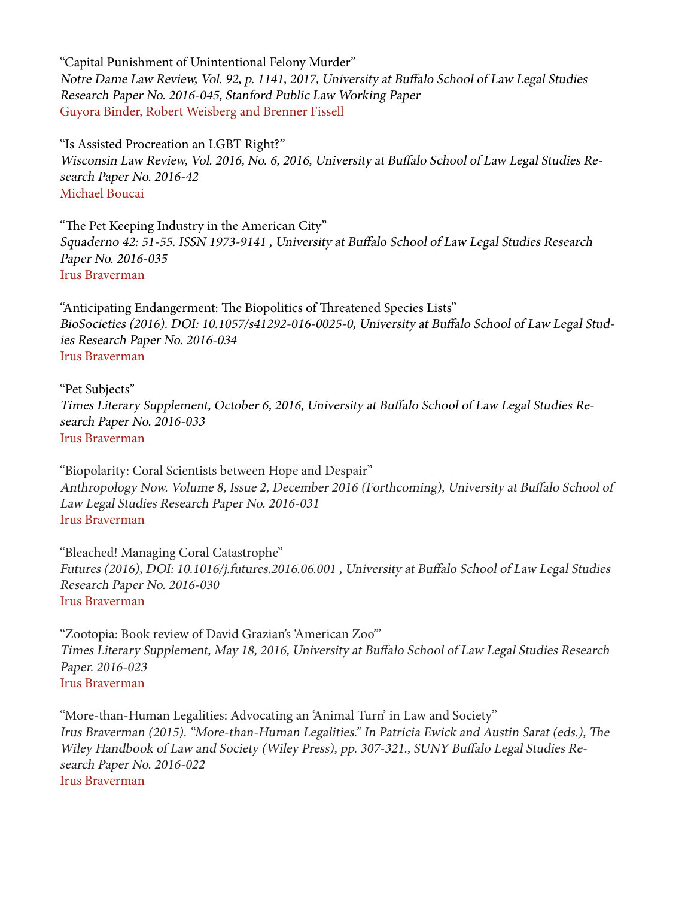"Capital Punishment of Unintentional Felony Murder"
*Notre Dame Law Review, Vol. 92, p. 1141, 2017, University at Buffalo School of Law Legal Studies Research Paper No. 2016-045, Stanford Public Law Working Paper*
Guyora Binder, Robert Weisberg and Brenner Fissell

"Is Assisted Procreation an LGBT Right?"
*Wisconsin Law Review, Vol. 2016, No. 6, 2016, University at Buffalo School of Law Legal Studies Research Paper No. 2016-42*
Michael Boucai

"The Pet Keeping Industry in the American City"
*Squaderno 42: 51-55. ISSN 1973-9141 , University at Buffalo School of Law Legal Studies Research Paper No. 2016-035*
Irus Braverman

"Anticipating Endangerment: The Biopolitics of Threatened Species Lists"
*BioSocieties (2016). DOI: 10.1057/s41292-016-0025-0, University at Buffalo School of Law Legal Studies Research Paper No. 2016-034*
Irus Braverman

"Pet Subjects"
*Times Literary Supplement, October 6, 2016, University at Buffalo School of Law Legal Studies Research Paper No. 2016-033*
Irus Braverman

"Biopolarity: Coral Scientists between Hope and Despair"
*Anthropology Now. Volume 8, Issue 2, December 2016 (Forthcoming), University at Buffalo School of Law Legal Studies Research Paper No. 2016-031*
Irus Braverman

"Bleached! Managing Coral Catastrophe"
*Futures (2016), DOI: 10.1016/j.futures.2016.06.001 , University at Buffalo School of Law Legal Studies Research Paper No. 2016-030*
Irus Braverman

"Zootopia: Book review of David Grazian's 'American Zoo'"
*Times Literary Supplement, May 18, 2016, University at Buffalo School of Law Legal Studies Research Paper. 2016-023*
Irus Braverman

"More-than-Human Legalities: Advocating an 'Animal Turn' in Law and Society"
*Irus Braverman (2015). "More-than-Human Legalities." In Patricia Ewick and Austin Sarat (eds.), The Wiley Handbook of Law and Society (Wiley Press), pp. 307-321., SUNY Buffalo Legal Studies Research Paper No. 2016-022*
Irus Braverman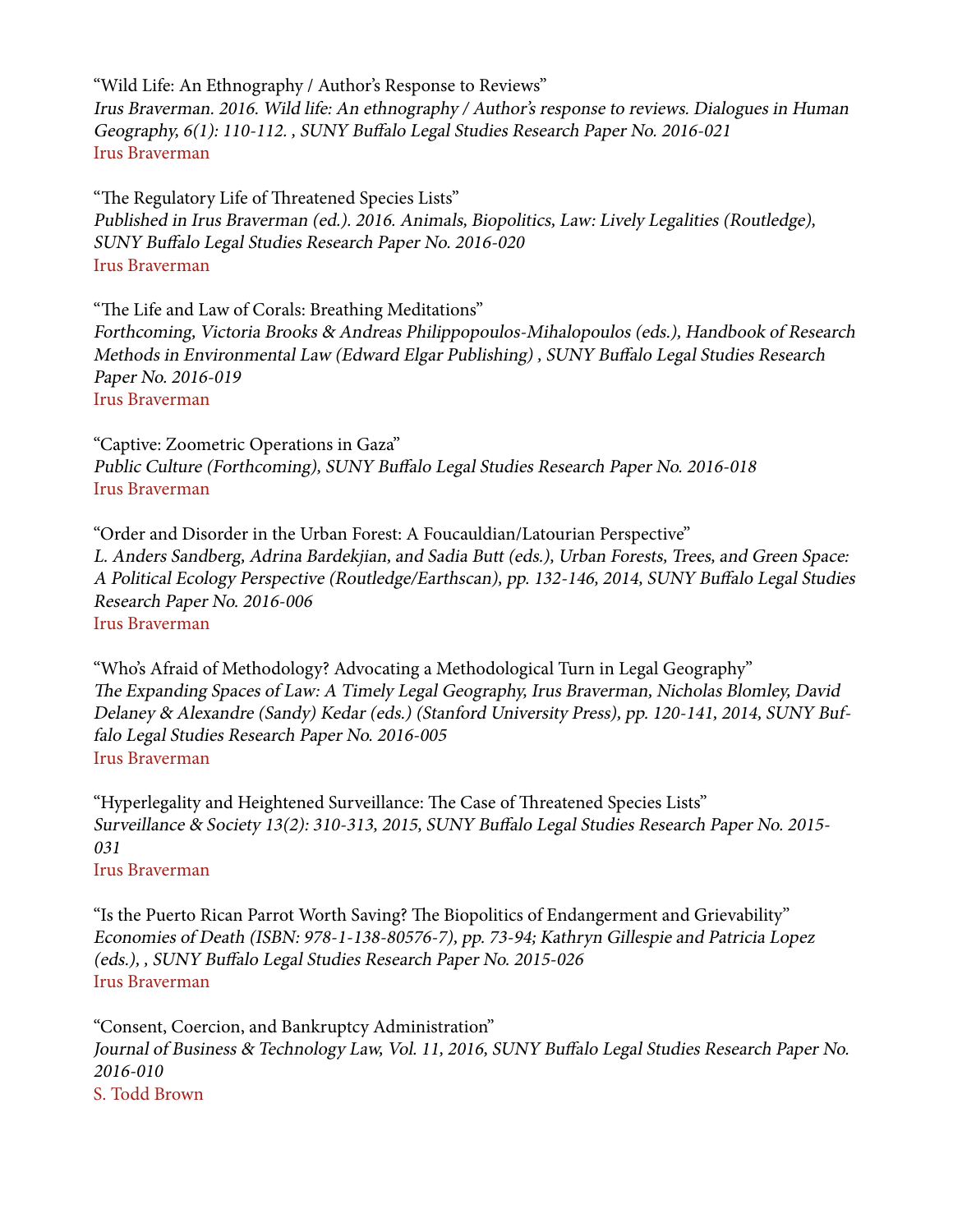"Wild Life: An Ethnography / Author's Response to Reviews"
*Irus Braverman. 2016. Wild life: An ethnography / Author's response to reviews. Dialogues in Human Geography, 6(1): 110-112. , SUNY Buffalo Legal Studies Research Paper No. 2016-021*
Irus Braverman

"The Regulatory Life of Threatened Species Lists"
*Published in Irus Braverman (ed.). 2016. Animals, Biopolitics, Law: Lively Legalities (Routledge), SUNY Buffalo Legal Studies Research Paper No. 2016-020*
Irus Braverman

"The Life and Law of Corals: Breathing Meditations"
*Forthcoming, Victoria Brooks & Andreas Philippopoulos-Mihalopoulos (eds.), Handbook of Research Methods in Environmental Law (Edward Elgar Publishing) , SUNY Buffalo Legal Studies Research Paper No. 2016-019*
Irus Braverman

"Captive: Zoometric Operations in Gaza"
*Public Culture (Forthcoming), SUNY Buffalo Legal Studies Research Paper No. 2016-018*
Irus Braverman

"Order and Disorder in the Urban Forest: A Foucauldian/Latourian Perspective"
*L. Anders Sandberg, Adrina Bardekjian, and Sadia Butt (eds.), Urban Forests, Trees, and Green Space: A Political Ecology Perspective (Routledge/Earthscan), pp. 132-146, 2014, SUNY Buffalo Legal Studies Research Paper No. 2016-006*
Irus Braverman

"Who's Afraid of Methodology? Advocating a Methodological Turn in Legal Geography"
*The Expanding Spaces of Law: A Timely Legal Geography, Irus Braverman, Nicholas Blomley, David Delaney & Alexandre (Sandy) Kedar (eds.) (Stanford University Press), pp. 120-141, 2014, SUNY Buffalo Legal Studies Research Paper No. 2016-005*
Irus Braverman

"Hyperlegality and Heightened Surveillance: The Case of Threatened Species Lists"
*Surveillance & Society 13(2): 310-313, 2015, SUNY Buffalo Legal Studies Research Paper No. 2015-031*
Irus Braverman

"Is the Puerto Rican Parrot Worth Saving? The Biopolitics of Endangerment and Grievability"
*Economies of Death (ISBN: 978-1-138-80576-7), pp. 73-94; Kathryn Gillespie and Patricia Lopez (eds.), , SUNY Buffalo Legal Studies Research Paper No. 2015-026*
Irus Braverman

"Consent, Coercion, and Bankruptcy Administration"
*Journal of Business & Technology Law, Vol. 11, 2016, SUNY Buffalo Legal Studies Research Paper No. 2016-010*
S. Todd Brown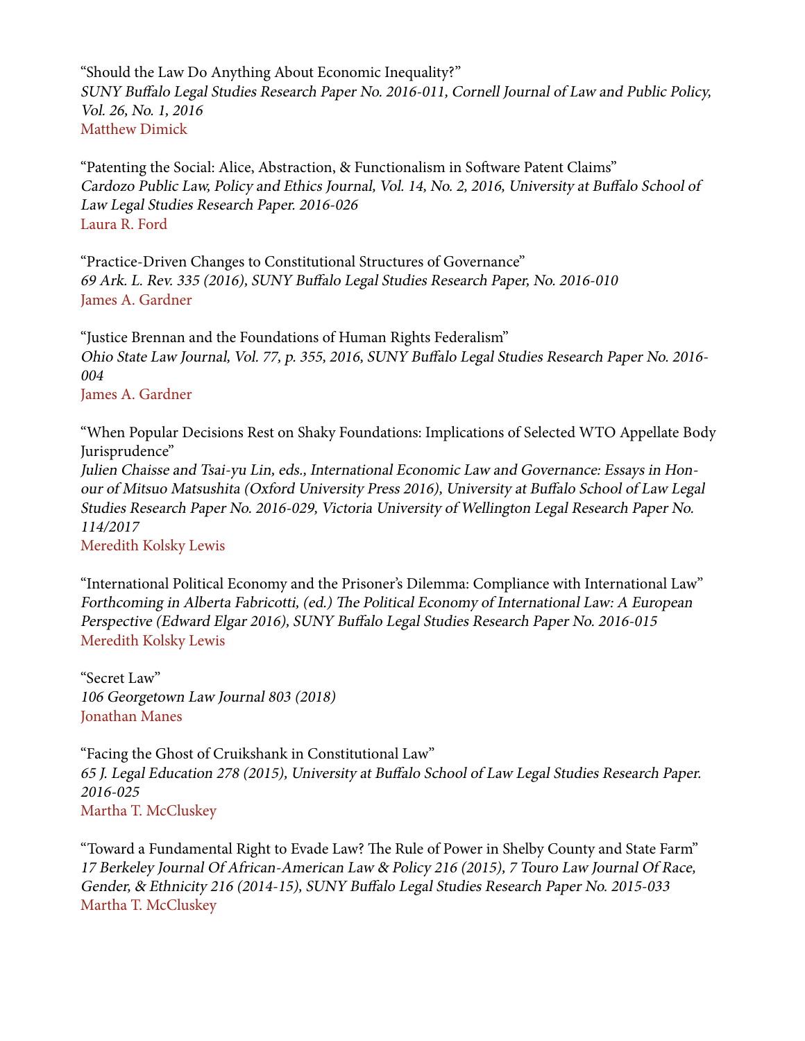"Should the Law Do Anything About Economic Inequality?"
*SUNY Buffalo Legal Studies Research Paper No. 2016-011, Cornell Journal of Law and Public Policy, Vol. 26, No. 1, 2016*
Matthew Dimick

"Patenting the Social: Alice, Abstraction, & Functionalism in Software Patent Claims"
*Cardozo Public Law, Policy and Ethics Journal, Vol. 14, No. 2, 2016, University at Buffalo School of Law Legal Studies Research Paper. 2016-026*
Laura R. Ford

"Practice-Driven Changes to Constitutional Structures of Governance"
*69 Ark. L. Rev. 335 (2016), SUNY Buffalo Legal Studies Research Paper, No. 2016-010*
James A. Gardner

"Justice Brennan and the Foundations of Human Rights Federalism"
*Ohio State Law Journal, Vol. 77, p. 355, 2016, SUNY Buffalo Legal Studies Research Paper No. 2016-004*
James A. Gardner

"When Popular Decisions Rest on Shaky Foundations: Implications of Selected WTO Appellate Body Jurisprudence"
*Julien Chaisse and Tsai-yu Lin, eds., International Economic Law and Governance: Essays in Honour of Mitsuo Matsushita (Oxford University Press 2016), University at Buffalo School of Law Legal Studies Research Paper No. 2016-029, Victoria University of Wellington Legal Research Paper No. 114/2017*
Meredith Kolsky Lewis

"International Political Economy and the Prisoner's Dilemma: Compliance with International Law"
*Forthcoming in Alberta Fabricotti, (ed.) The Political Economy of International Law: A European Perspective (Edward Elgar 2016), SUNY Buffalo Legal Studies Research Paper No. 2016-015*
Meredith Kolsky Lewis

"Secret Law"
*106 Georgetown Law Journal 803 (2018)*
Jonathan Manes

"Facing the Ghost of Cruikshank in Constitutional Law"
*65 J. Legal Education 278 (2015), University at Buffalo School of Law Legal Studies Research Paper. 2016-025*
Martha T. McCluskey

"Toward a Fundamental Right to Evade Law? The Rule of Power in Shelby County and State Farm"
*17 Berkeley Journal Of African-American Law & Policy 216 (2015), 7 Touro Law Journal Of Race, Gender, & Ethnicity 216 (2014-15), SUNY Buffalo Legal Studies Research Paper No. 2015-033*
Martha T. McCluskey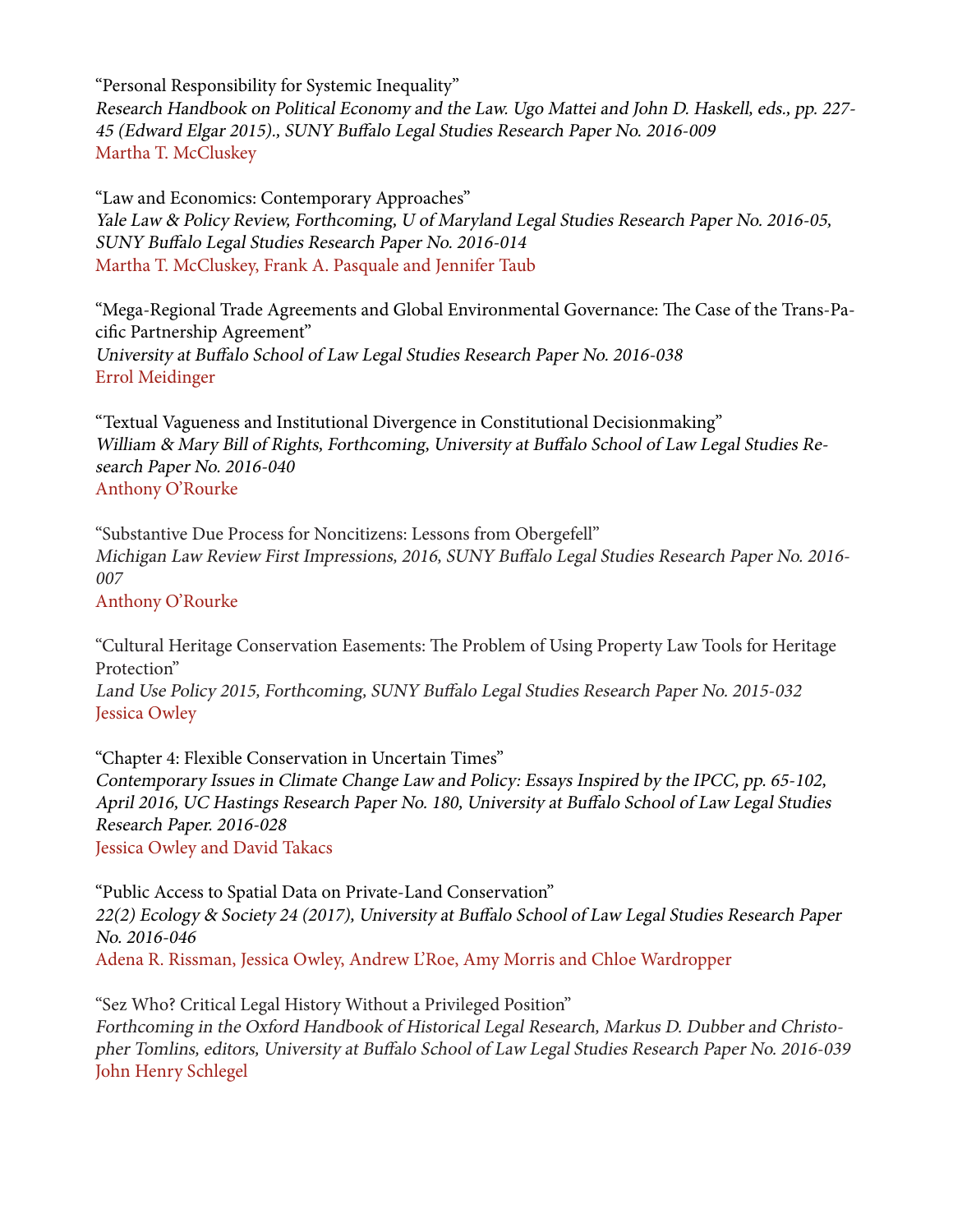"Personal Responsibility for Systemic Inequality"
*Research Handbook on Political Economy and the Law. Ugo Mattei and John D. Haskell, eds., pp. 227-45 (Edward Elgar 2015)., SUNY Buffalo Legal Studies Research Paper No. 2016-009*
Martha T. McCluskey

"Law and Economics: Contemporary Approaches"
*Yale Law & Policy Review, Forthcoming, U of Maryland Legal Studies Research Paper No. 2016-05, SUNY Buffalo Legal Studies Research Paper No. 2016-014*
Martha T. McCluskey, Frank A. Pasquale and Jennifer Taub

"Mega-Regional Trade Agreements and Global Environmental Governance: The Case of the Trans-Pacific Partnership Agreement"
*University at Buffalo School of Law Legal Studies Research Paper No. 2016-038*
Errol Meidinger

"Textual Vagueness and Institutional Divergence in Constitutional Decisionmaking"
*William & Mary Bill of Rights, Forthcoming, University at Buffalo School of Law Legal Studies Research Paper No. 2016-040*
Anthony O'Rourke

"Substantive Due Process for Noncitizens: Lessons from Obergefell"
*Michigan Law Review First Impressions, 2016, SUNY Buffalo Legal Studies Research Paper No. 2016-007*
Anthony O'Rourke

"Cultural Heritage Conservation Easements: The Problem of Using Property Law Tools for Heritage Protection"
*Land Use Policy 2015, Forthcoming, SUNY Buffalo Legal Studies Research Paper No. 2015-032*
Jessica Owley

"Chapter 4: Flexible Conservation in Uncertain Times"
*Contemporary Issues in Climate Change Law and Policy: Essays Inspired by the IPCC, pp. 65-102, April 2016, UC Hastings Research Paper No. 180, University at Buffalo School of Law Legal Studies Research Paper. 2016-028*
Jessica Owley and David Takacs

"Public Access to Spatial Data on Private-Land Conservation"
*22(2) Ecology & Society 24 (2017), University at Buffalo School of Law Legal Studies Research Paper No. 2016-046*
Adena R. Rissman, Jessica Owley, Andrew L'Roe, Amy Morris and Chloe Wardropper

"Sez Who? Critical Legal History Without a Privileged Position"
*Forthcoming in the Oxford Handbook of Historical Legal Research, Markus D. Dubber and Christopher Tomlins, editors, University at Buffalo School of Law Legal Studies Research Paper No. 2016-039*
John Henry Schlegel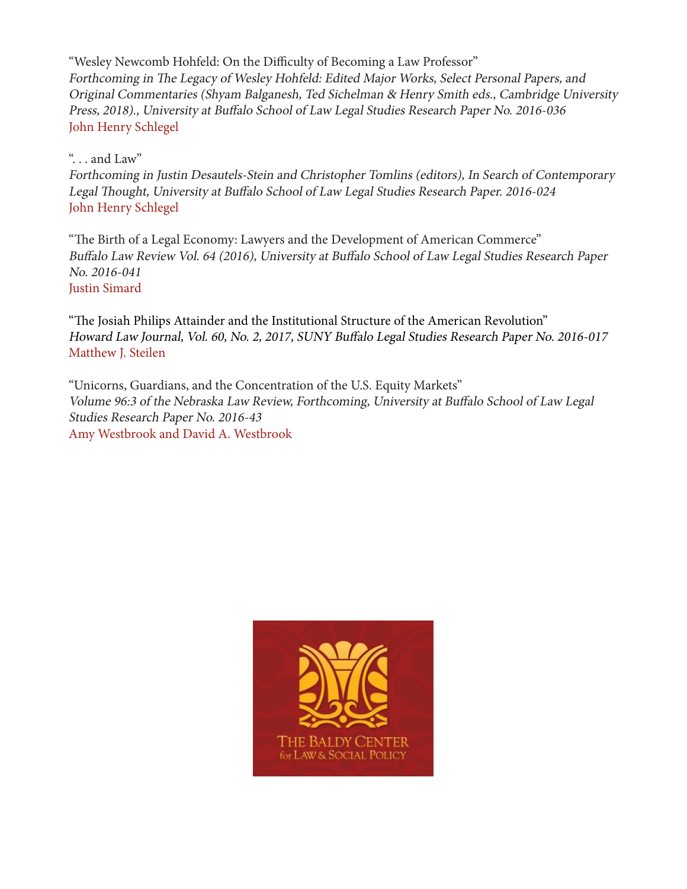"Wesley Newcomb Hohfeld: On the Difficulty of Becoming a Law Professor"
*Forthcoming in The Legacy of Wesley Hohfeld: Edited Major Works, Select Personal Papers, and Original Commentaries (Shyam Balganesh, Ted Sichelman & Henry Smith eds., Cambridge University Press, 2018)., University at Buffalo School of Law Legal Studies Research Paper No. 2016-036*
John Henry Schlegel

". . . and Law"
*Forthcoming in Justin Desautels-Stein and Christopher Tomlins (editors), In Search of Contemporary Legal Thought, University at Buffalo School of Law Legal Studies Research Paper. 2016-024*
John Henry Schlegel

"The Birth of a Legal Economy: Lawyers and the Development of American Commerce"
*Buffalo Law Review Vol. 64 (2016), University at Buffalo School of Law Legal Studies Research Paper No. 2016-041*
Justin Simard

"The Josiah Philips Attainder and the Institutional Structure of the American Revolution"
*Howard Law Journal, Vol. 60, No. 2, 2017, SUNY Buffalo Legal Studies Research Paper No. 2016-017*
Matthew J. Steilen

"Unicorns, Guardians, and the Concentration of the U.S. Equity Markets"
*Volume 96:3 of the Nebraska Law Review, Forthcoming, University at Buffalo School of Law Legal Studies Research Paper No. 2016-43*
Amy Westbrook and David A. Westbrook

THE BALDY CENTER
for LAW & SOCIAL POLICY